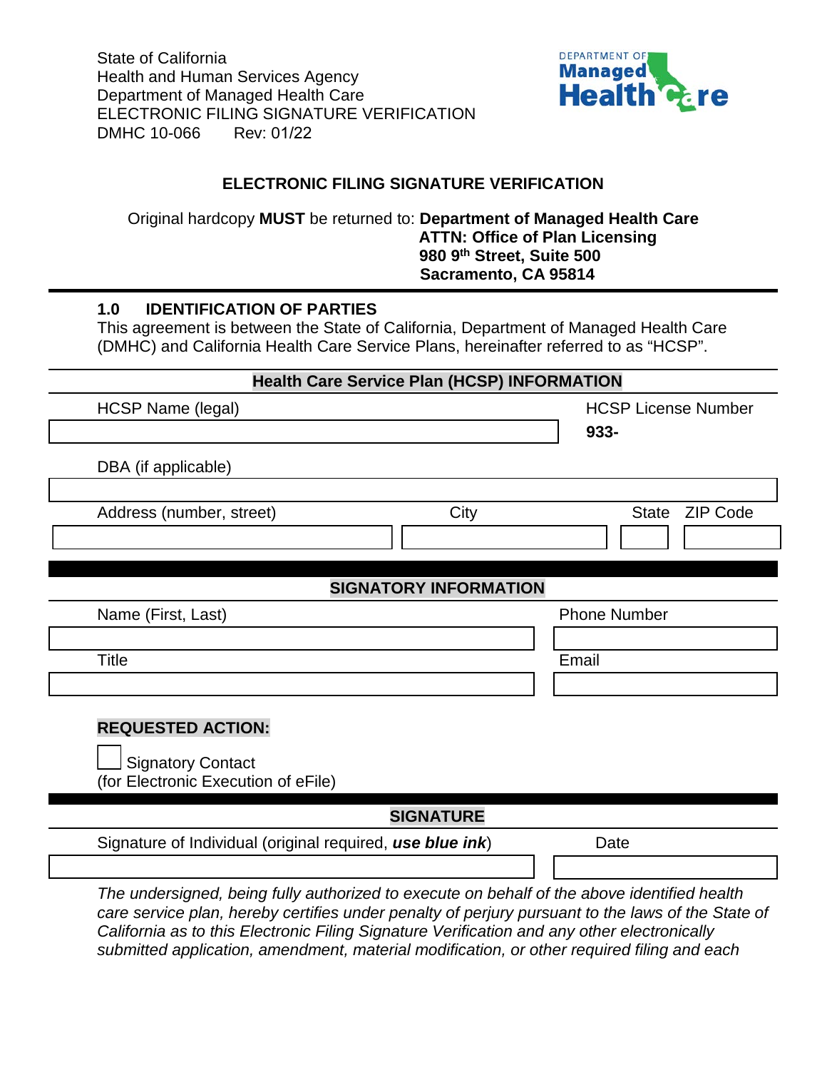State of California
Health and Human Services Agency
Department of Managed Health Care
ELECTRONIC FILING SIGNATURE VERIFICATION
DMHC 10-066 Rev: 01/22

# ELECTRONIC FILING SIGNATURE VERIFICATION

Original hardcopy **MUST** be returned to: **Department of Managed Health Care**
**ATTN: Office of Plan Licensing**
**980 9th Street, Suite 500**
**Sacramento, CA 95814**

## 1.0 IDENTIFICATION OF PARTIES

This agreement is between the State of California, Department of Managed Health Care (DMHC) and California Health Care Service Plans, hereinafter referred to as "HCSP".

### Health Care Service Plan (HCSP) INFORMATION

| HCSP Name (legal) | HCSP License Number |
|---|---|
| | **933-** |

| DBA (if applicable) |
|---|
| |

| Address (number, street) | City | State | ZIP Code |
|---|---|---|---|
| | | | |

### SIGNATORY INFORMATION

| Name (First, Last) | Phone Number |
|---|---|
| | |
| **Title** | **Email** |
| | |

**REQUESTED ACTION:**

☐ Signatory Contact
(for Electronic Execution of eFile)

### SIGNATURE

| Signature of Individual (original required, ***use blue ink***) | Date |
|---|---|
| | |

*The undersigned, being fully authorized to execute on behalf of the above identified health care service plan, hereby certifies under penalty of perjury pursuant to the laws of the State of California as to this Electronic Filing Signature Verification and any other electronically submitted application, amendment, material modification, or other required filing and each*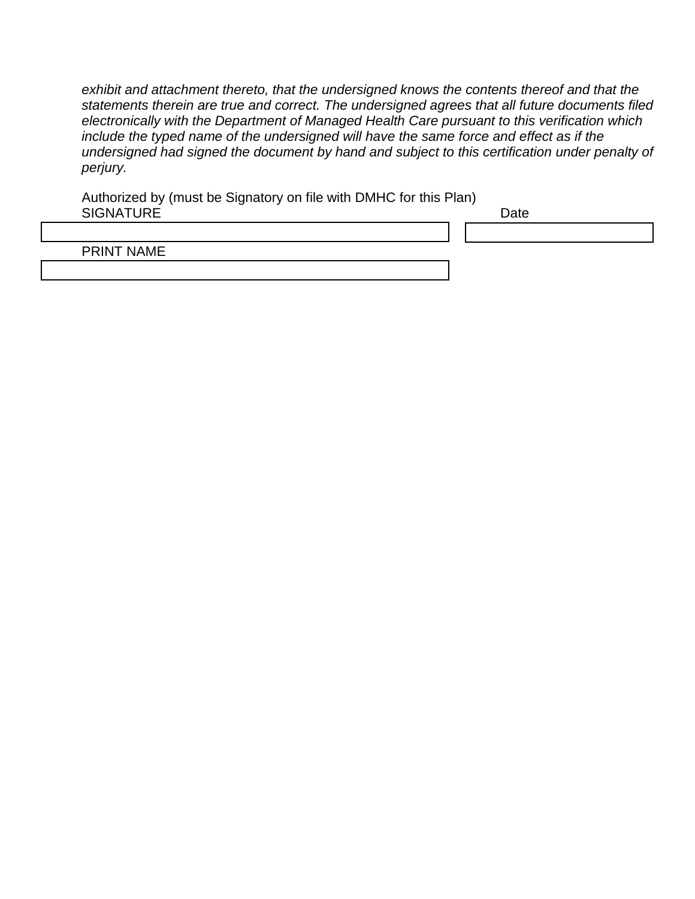*exhibit and attachment thereto, that the undersigned knows the contents thereof and that the statements therein are true and correct. The undersigned agrees that all future documents filed electronically with the Department of Managed Health Care pursuant to this verification which include the typed name of the undersigned will have the same force and effect as if the undersigned had signed the document by hand and subject to this certification under penalty of perjury.*

Authorized by (must be Signatory on file with DMHC for this Plan)

SIGNATURE | Date

| | |
|---|---|
| | |

PRINT NAME

| |
|---|
| |